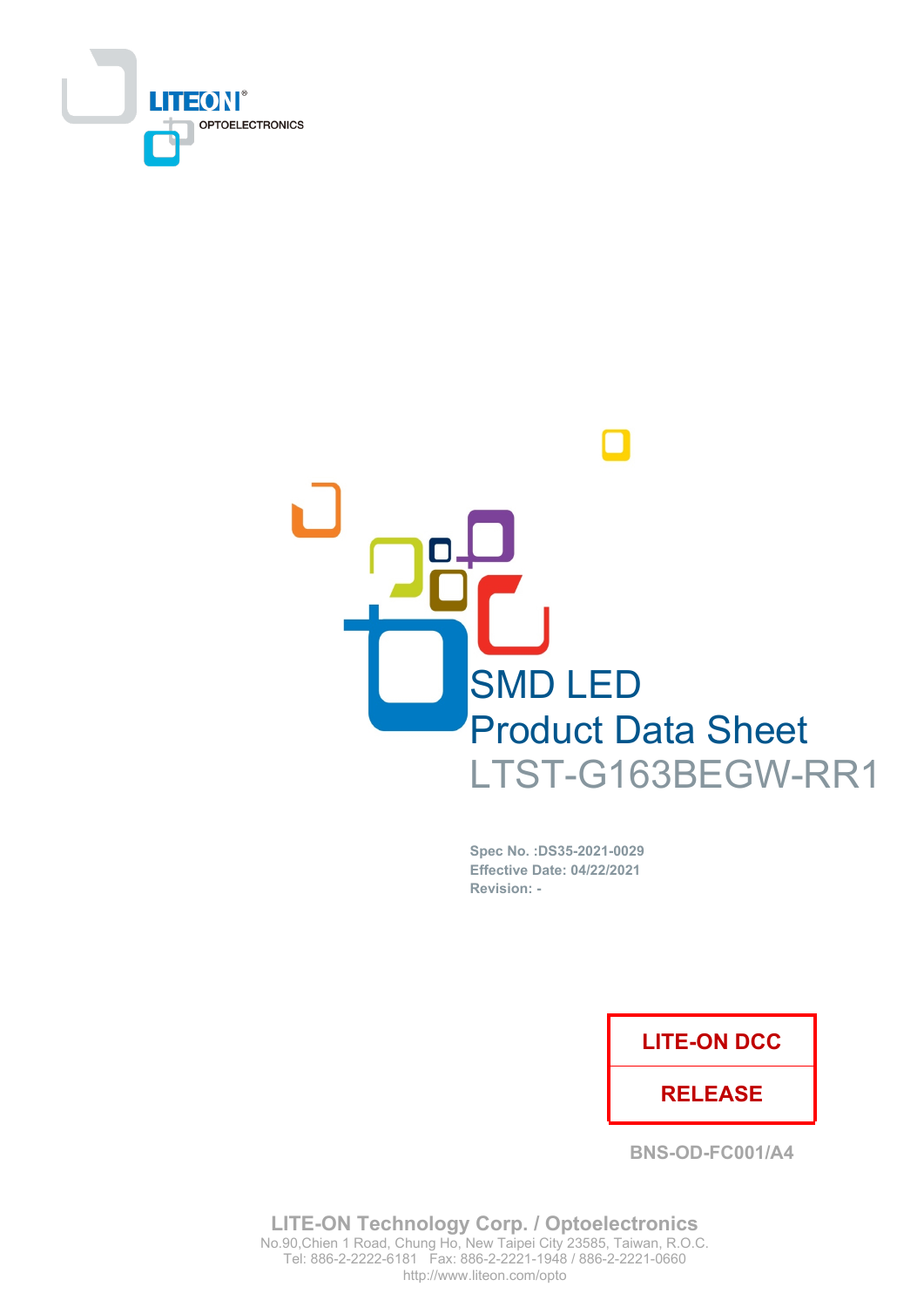LITEON® OPTOELECTRONICS

# SMD LED
# Product Data Sheet
# LTST-G163BEGW-RR1

**Spec No. :DS35-2021-0029**
**Effective Date: 04/22/2021**
**Revision: -**

**LITE-ON DCC**

**RELEASE**

**BNS-OD-FC001/A4**

**LITE-ON Technology Corp. / Optoelectronics**
No.90,Chien 1 Road, Chung Ho, New Taipei City 23585, Taiwan, R.O.C.
Tel: 886-2-2222-6181 Fax: 886-2-2221-1948 / 886-2-2221-0660
http://www.liteon.com/opto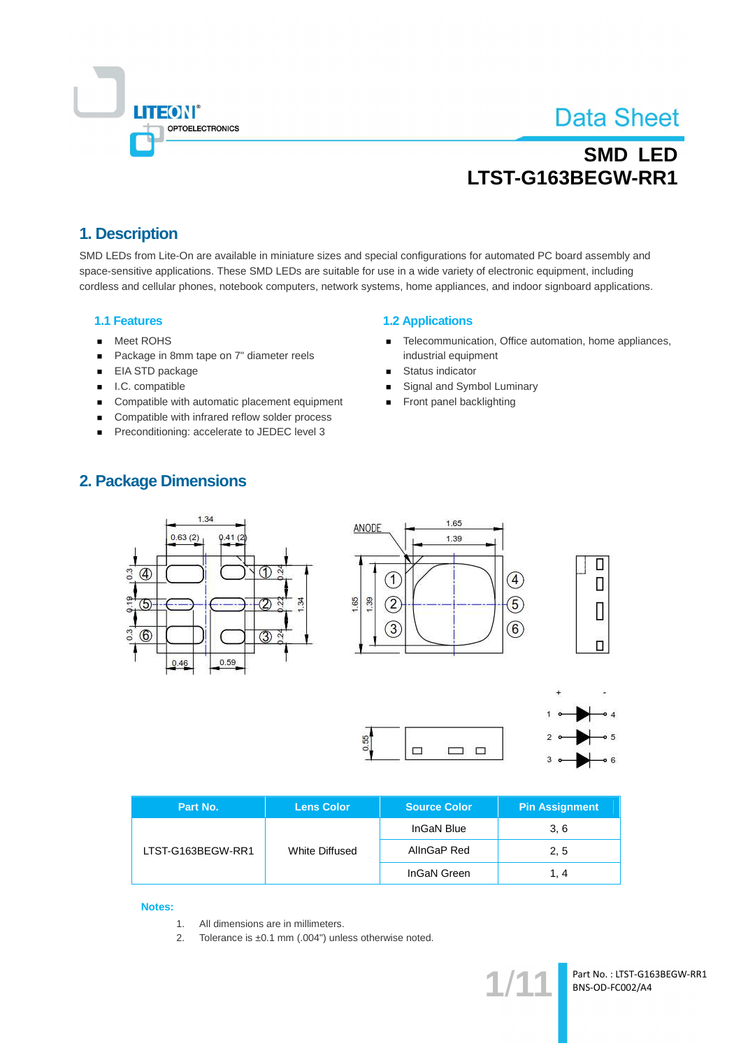Data Sheet

**SMD LED**
**LTST-G163BEGW-RR1**

## 1. Description

SMD LEDs from Lite-On are available in miniature sizes and special configurations for automated PC board assembly and space-sensitive applications. These SMD LEDs are suitable for use in a wide variety of electronic equipment, including cordless and cellular phones, notebook computers, network systems, home appliances, and indoor signboard applications.

### 1.1 Features

- Meet ROHS
- Package in 8mm tape on 7" diameter reels
- EIA STD package
- I.C. compatible
- Compatible with automatic placement equipment
- Compatible with infrared reflow solder process
- Preconditioning: accelerate to JEDEC level 3

### 1.2 Applications

- Telecommunication, Office automation, home appliances, industrial equipment
- Status indicator
- Signal and Symbol Luminary
- Front panel backlighting

## 2. Package Dimensions

| Part No. | Lens Color | Source Color | Pin Assignment |
|---|---|---|---|
| LTST-G163BEGW-RR1 | White Diffused | InGaN Blue | 3, 6 |
| | | AlInGaP Red | 2, 5 |
| | | InGaN Green | 1, 4 |

**Notes:**

1. All dimensions are in millimeters.
2. Tolerance is ±0.1 mm (.004") unless otherwise noted.

Part No. : LTST-G163BEGW-RR1
BNS-OD-FC002/A4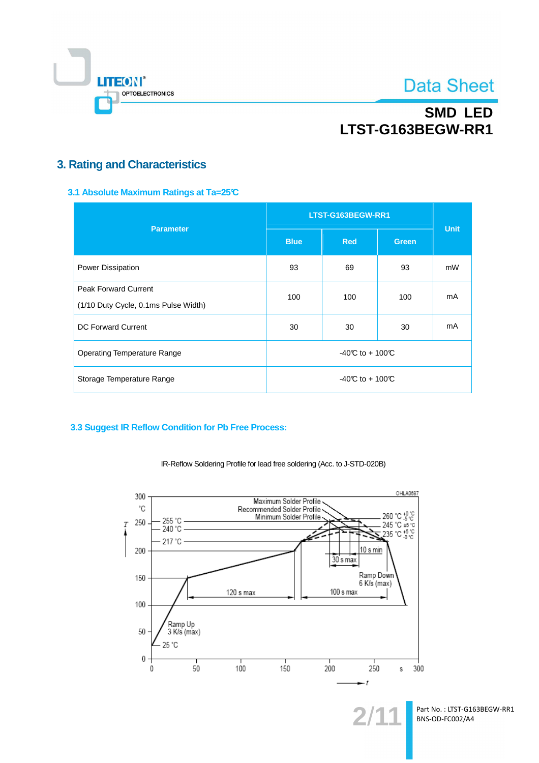# 3. Rating and Characteristics

### 3.1 Absolute Maximum Ratings at Ta=25℃

| Parameter | LTST-G163BEGW-RR1 | | | Unit |
|---|---|---|---|---|
| | Blue | Red | Green | |
| Power Dissipation | 93 | 69 | 93 | mW |
| Peak Forward Current (1/10 Duty Cycle, 0.1ms Pulse Width) | 100 | 100 | 100 | mA |
| DC Forward Current | 30 | 30 | 30 | mA |
| Operating Temperature Range | -40℃ to + 100℃ | | | |
| Storage Temperature Range | -40℃ to + 100℃ | | | |

### 3.3 Suggest IR Reflow Condition for Pb Free Process:

IR-Reflow Soldering Profile for lead free soldering (Acc. to J-STD-020B)

OHLA0687

Maximum Solder Profile
Recommended Solder Profile
Minimum Solder Profile

260 °C $^{+0}_{-5}$ °C
245 °C ±5 °C
235 °C $^{+5}_{-0}$ °C

255 °C
240 °C
217 °C

10 s min
30 s max
Ramp Down 6 K/s (max)
100 s max
120 s max
Ramp Up 3 K/s (max)
25 °C

T (°C): 0, 50, 100, 150, 200, 250, 300
t (s): 0, 50, 100, 150, 200, 250, 300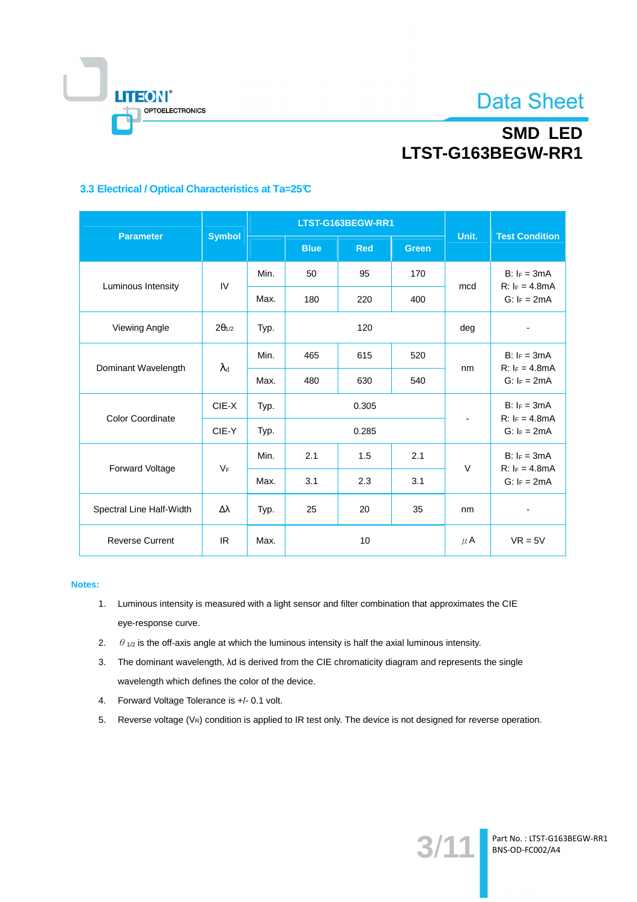### 3.3 Electrical / Optical Characteristics at Ta=25℃

| Parameter | Symbol | LTST-G163BEGW-RR1 | | | | Unit. | Test Condition |
|---|---|---|---|---|---|---|---|
| | | | Blue | Red | Green | | |
| Luminous Intensity | IV | Min. | 50 | 95 | 170 | mcd | B: $I_F$ = 3mA<br>R: $I_F$ = 4.8mA<br>G: $I_F$ = 2mA |
| | | Max. | 180 | 220 | 400 | | |
| Viewing Angle | $2\theta_{1/2}$ | Typ. | 120 | | | deg | - |
| Dominant Wavelength | $\lambda_d$ | Min. | 465 | 615 | 520 | nm | B: $I_F$ = 3mA<br>R: $I_F$ = 4.8mA<br>G: $I_F$ = 2mA |
| | | Max. | 480 | 630 | 540 | | |
| Color Coordinate | CIE-X | Typ. | 0.305 | | | - | B: $I_F$ = 3mA<br>R: $I_F$ = 4.8mA<br>G: $I_F$ = 2mA |
| | CIE-Y | Typ. | 0.285 | | | | |
| Forward Voltage | $V_F$ | Min. | 2.1 | 1.5 | 2.1 | V | B: $I_F$ = 3mA<br>R: $I_F$ = 4.8mA<br>G: $I_F$ = 2mA |
| | | Max. | 3.1 | 2.3 | 3.1 | | |
| Spectral Line Half-Width | Δλ | Typ. | 25 | 20 | 35 | nm | - |
| Reverse Current | IR | Max. | 10 | | | μA | VR = 5V |

**Notes:**

1. Luminous intensity is measured with a light sensor and filter combination that approximates the CIE eye-response curve.
2. $\theta_{1/2}$ is the off-axis angle at which the luminous intensity is half the axial luminous intensity.
3. The dominant wavelength, λd is derived from the CIE chromaticity diagram and represents the single wavelength which defines the color of the device.
4. Forward Voltage Tolerance is +/- 0.1 volt.
5. Reverse voltage ($V_R$) condition is applied to IR test only. The device is not designed for reverse operation.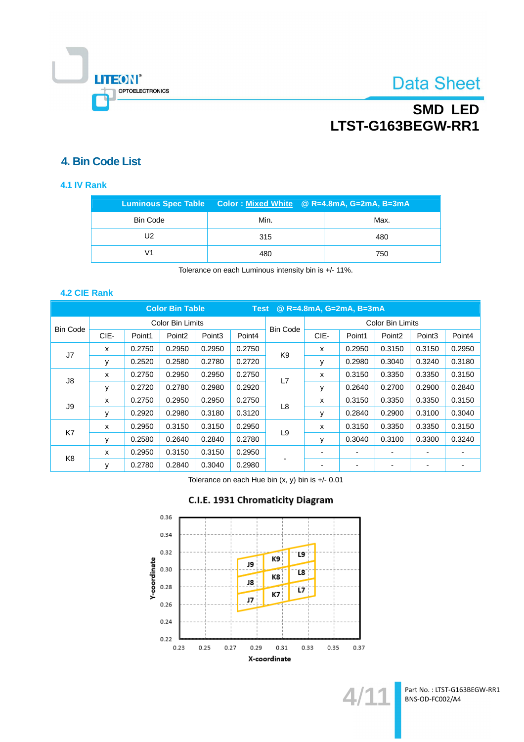## 4. Bin Code List

### 4.1 IV Rank

| Luminous Spec Table | Color : Mixed White | @ R=4.8mA, G=2mA, B=3mA |
|---|---|---|
| Bin Code | Min. | Max. |
| U2 | 315 | 480 |
| V1 | 480 | 750 |

Tolerance on each Luminous intensity bin is +/- 11%.

### 4.2 CIE Rank

| Color Bin Table | | | | | | Test | @ R=4.8mA, G=2mA, B=3mA | | | | |
|---|---|---|---|---|---|---|---|---|---|---|---|
| Bin Code | Color Bin Limits | | | | | Bin Code | Color Bin Limits | | | | |
| | CIE- | Point1 | Point2 | Point3 | Point4 | | CIE- | Point1 | Point2 | Point3 | Point4 |
| J7 | x | 0.2750 | 0.2950 | 0.2950 | 0.2750 | K9 | x | 0.2950 | 0.3150 | 0.3150 | 0.2950 |
| | y | 0.2520 | 0.2580 | 0.2780 | 0.2720 | | y | 0.2980 | 0.3040 | 0.3240 | 0.3180 |
| J8 | x | 0.2750 | 0.2950 | 0.2950 | 0.2750 | L7 | x | 0.3150 | 0.3350 | 0.3350 | 0.3150 |
| | y | 0.2720 | 0.2780 | 0.2980 | 0.2920 | | y | 0.2640 | 0.2700 | 0.2900 | 0.2840 |
| J9 | x | 0.2750 | 0.2950 | 0.2950 | 0.2750 | L8 | x | 0.3150 | 0.3350 | 0.3350 | 0.3150 |
| | y | 0.2920 | 0.2980 | 0.3180 | 0.3120 | | y | 0.2840 | 0.2900 | 0.3100 | 0.3040 |
| K7 | x | 0.2950 | 0.3150 | 0.3150 | 0.2950 | L9 | x | 0.3150 | 0.3350 | 0.3350 | 0.3150 |
| | y | 0.2580 | 0.2640 | 0.2840 | 0.2780 | | y | 0.3040 | 0.3100 | 0.3300 | 0.3240 |
| K8 | x | 0.2950 | 0.3150 | 0.3150 | 0.2950 | - | - | - | - | - | - |
| | y | 0.2780 | 0.2840 | 0.3040 | 0.2980 | | - | - | - | - | - |

Tolerance on each Hue bin (x, y) bin is +/- 0.01

C.I.E. 1931 Chromaticity Diagram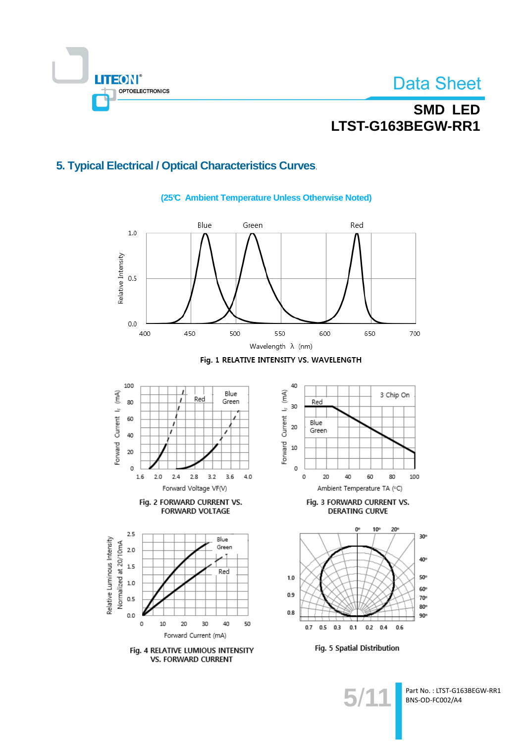## 5. Typical Electrical / Optical Characteristics Curves.

(25℃ Ambient Temperature Unless Otherwise Noted)

Fig. 1 RELATIVE INTENSITY VS. WAVELENGTH

Fig. 2 FORWARD CURRENT VS. FORWARD VOLTAGE

Fig. 3 FORWARD CURRENT VS. DERATING CURVE

Fig. 4 RELATIVE LUMIOUS INTENSITY VS. FORWARD CURRENT

Fig. 5 Spatial Distribution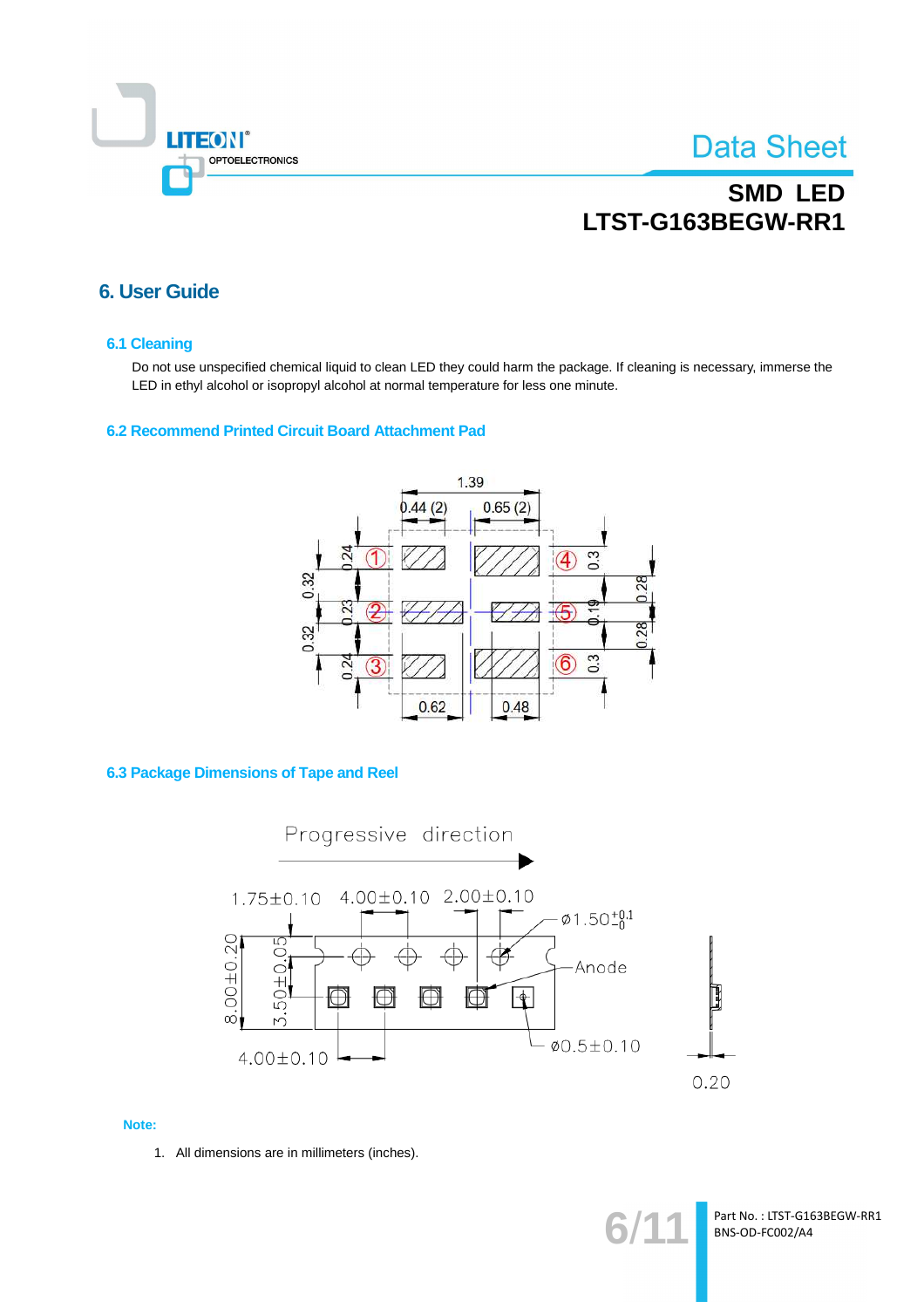## 6. User Guide

### 6.1 Cleaning

Do not use unspecified chemical liquid to clean LED they could harm the package. If cleaning is necessary, immerse the LED in ethyl alcohol or isopropyl alcohol at normal temperature for less one minute.

### 6.2 Recommend Printed Circuit Board Attachment Pad

### 6.3 Package Dimensions of Tape and Reel

**Note:**

1. All dimensions are in millimeters (inches).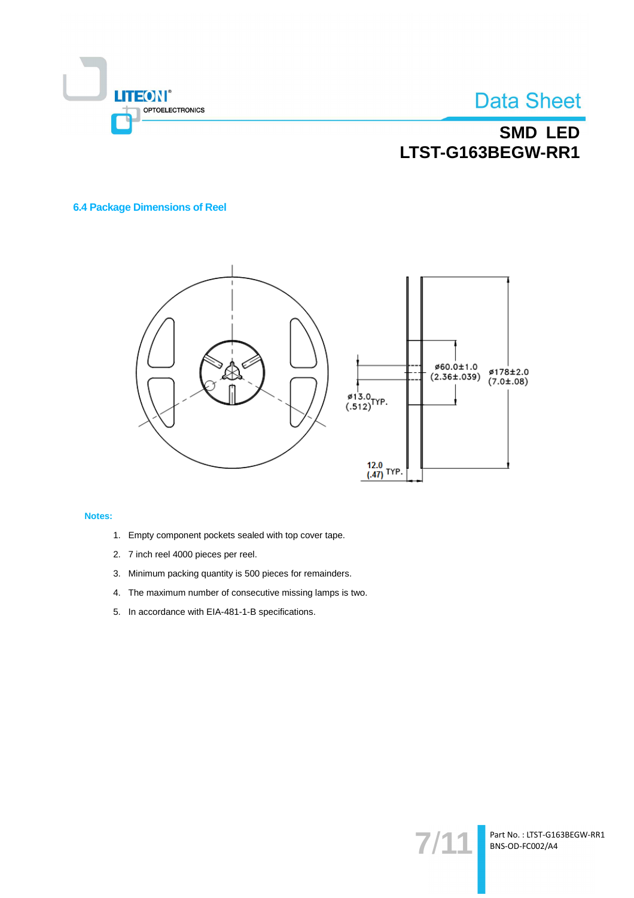### 6.4 Package Dimensions of Reel

**Notes:**

1. Empty component pockets sealed with top cover tape.
2. 7 inch reel 4000 pieces per reel.
3. Minimum packing quantity is 500 pieces for remainders.
4. The maximum number of consecutive missing lamps is two.
5. In accordance with EIA-481-1-B specifications.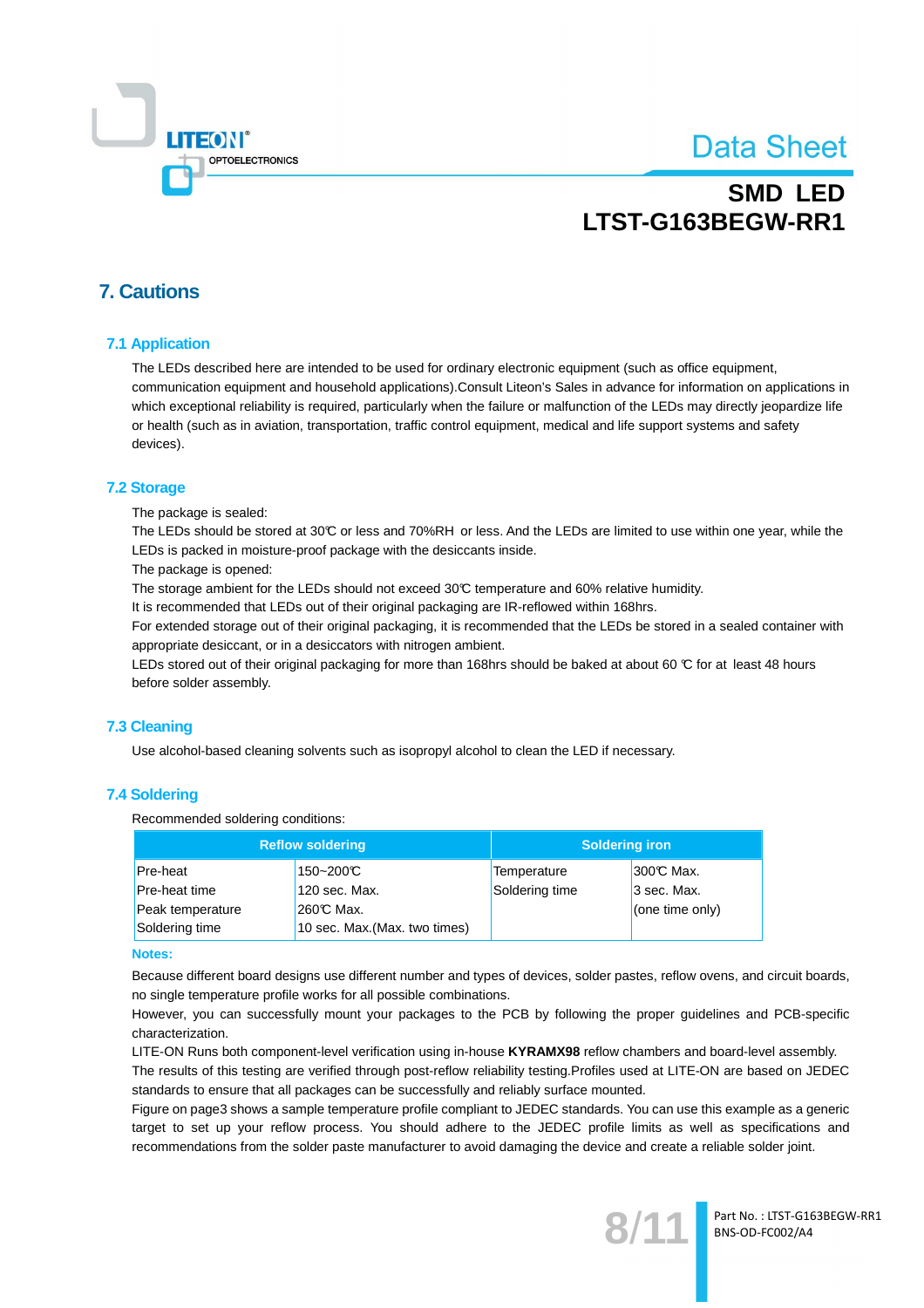## 7. Cautions

### 7.1 Application

The LEDs described here are intended to be used for ordinary electronic equipment (such as office equipment, communication equipment and household applications).Consult Liteon's Sales in advance for information on applications in which exceptional reliability is required, particularly when the failure or malfunction of the LEDs may directly jeopardize life or health (such as in aviation, transportation, traffic control equipment, medical and life support systems and safety devices).

### 7.2 Storage

The package is sealed:

The LEDs should be stored at 30℃ or less and 70%RH or less. And the LEDs are limited to use within one year, while the LEDs is packed in moisture-proof package with the desiccants inside.

The package is opened:

The storage ambient for the LEDs should not exceed 30℃ temperature and 60% relative humidity.

It is recommended that LEDs out of their original packaging are IR-reflowed within 168hrs.

For extended storage out of their original packaging, it is recommended that the LEDs be stored in a sealed container with appropriate desiccant, or in a desiccators with nitrogen ambient.

LEDs stored out of their original packaging for more than 168hrs should be baked at about 60 ℃ for at least 48 hours before solder assembly.

### 7.3 Cleaning

Use alcohol-based cleaning solvents such as isopropyl alcohol to clean the LED if necessary.

### 7.4 Soldering

Recommended soldering conditions:

| Reflow soldering | | Soldering iron | |
|---|---|---|---|
| Pre-heat | 150~200℃ | Temperature | 300℃ Max. |
| Pre-heat time | 120 sec. Max. | Soldering time | 3 sec. Max. |
| Peak temperature | 260℃ Max. | | (one time only) |
| Soldering time | 10 sec. Max.(Max. two times) | | |

**Notes:**

Because different board designs use different number and types of devices, solder pastes, reflow ovens, and circuit boards, no single temperature profile works for all possible combinations.

However, you can successfully mount your packages to the PCB by following the proper guidelines and PCB-specific characterization.

LITE-ON Runs both component-level verification using in-house **KYRAMX98** reflow chambers and board-level assembly. The results of this testing are verified through post-reflow reliability testing.Profiles used at LITE-ON are based on JEDEC standards to ensure that all packages can be successfully and reliably surface mounted.

Figure on page3 shows a sample temperature profile compliant to JEDEC standards. You can use this example as a generic target to set up your reflow process. You should adhere to the JEDEC profile limits as well as specifications and recommendations from the solder paste manufacturer to avoid damaging the device and create a reliable solder joint.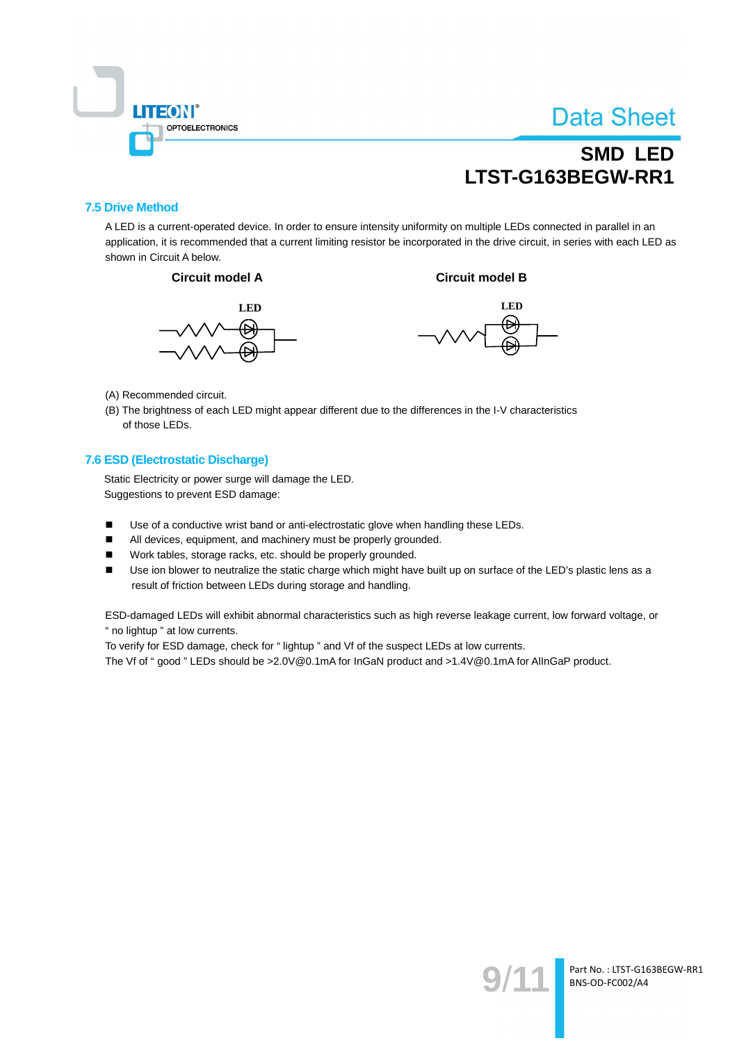### 7.5 Drive Method

A LED is a current-operated device. In order to ensure intensity uniformity on multiple LEDs connected in parallel in an application, it is recommended that a current limiting resistor be incorporated in the drive circuit, in series with each LED as shown in Circuit A below.

**Circuit model A** | **Circuit model B**

LED | LED

(A) Recommended circuit.

(B) The brightness of each LED might appear different due to the differences in the I-V characteristics of those LEDs.

### 7.6 ESD (Electrostatic Discharge)

Static Electricity or power surge will damage the LED.
Suggestions to prevent ESD damage:

- Use of a conductive wrist band or anti-electrostatic glove when handling these LEDs.
- All devices, equipment, and machinery must be properly grounded.
- Work tables, storage racks, etc. should be properly grounded.
- Use ion blower to neutralize the static charge which might have built up on surface of the LED's plastic lens as a result of friction between LEDs during storage and handling.

ESD-damaged LEDs will exhibit abnormal characteristics such as high reverse leakage current, low forward voltage, or " no lightup " at low currents.
To verify for ESD damage, check for " lightup " and Vf of the suspect LEDs at low currents.
The Vf of " good " LEDs should be >2.0V@0.1mA for InGaN product and >1.4V@0.1mA for AlInGaP product.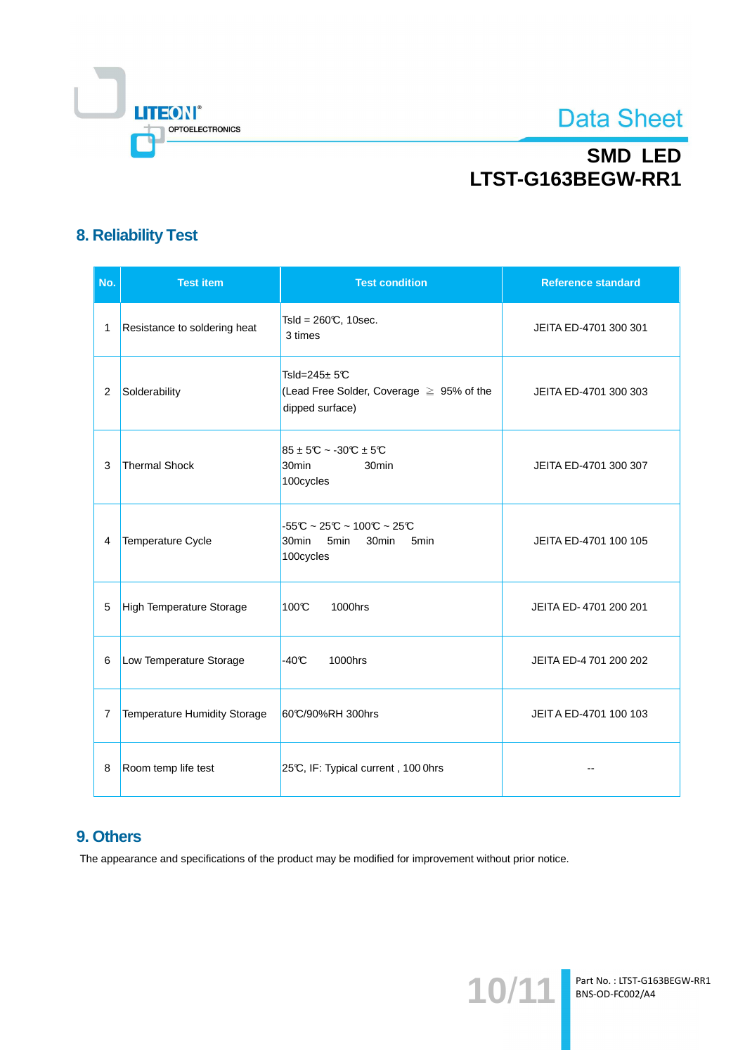## 8. Reliability Test

| No. | Test item | Test condition | Reference standard |
|---|---|---|---|
| 1 | Resistance to soldering heat | Tsld = 260℃, 10sec.<br>3 times | JEITA ED-4701 300 301 |
| 2 | Solderability | Tsld=245± 5℃<br>(Lead Free Solder, Coverage ≧ 95% of the dipped surface) | JEITA ED-4701 300 303 |
| 3 | Thermal Shock | 85 ± 5℃ ~ -30℃ ± 5℃<br>30min 30min<br>100cycles | JEITA ED-4701 300 307 |
| 4 | Temperature Cycle | -55℃ ~ 25℃ ~ 100℃ ~ 25℃<br>30min 5min 30min 5min<br>100cycles | JEITA ED-4701 100 105 |
| 5 | High Temperature Storage | 100℃ 1000hrs | JEITA ED- 4701 200 201 |
| 6 | Low Temperature Storage | -40℃ 1000hrs | JEITA ED-4 701 200 202 |
| 7 | Temperature Humidity Storage | 60℃/90%RH 300hrs | JEIT A ED-4701 100 103 |
| 8 | Room temp life test | 25℃, IF: Typical current , 100 0hrs | -- |

## 9. Others

The appearance and specifications of the product may be modified for improvement without prior notice.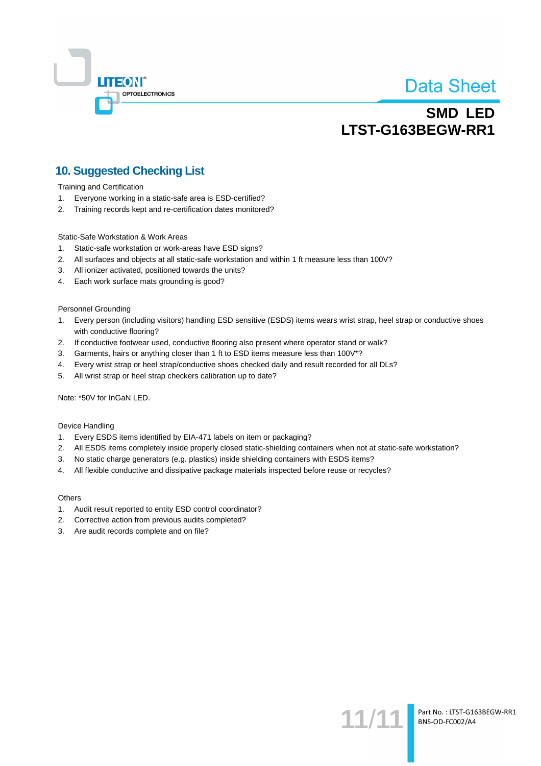## 10. Suggested Checking List

Training and Certification

1. Everyone working in a static-safe area is ESD-certified?
2. Training records kept and re-certification dates monitored?

Static-Safe Workstation & Work Areas

1. Static-safe workstation or work-areas have ESD signs?
2. All surfaces and objects at all static-safe workstation and within 1 ft measure less than 100V?
3. All ionizer activated, positioned towards the units?
4. Each work surface mats grounding is good?

Personnel Grounding

1. Every person (including visitors) handling ESD sensitive (ESDS) items wears wrist strap, heel strap or conductive shoes with conductive flooring?
2. If conductive footwear used, conductive flooring also present where operator stand or walk?
3. Garments, hairs or anything closer than 1 ft to ESD items measure less than 100V*?
4. Every wrist strap or heel strap/conductive shoes checked daily and result recorded for all DLs?
5. All wrist strap or heel strap checkers calibration up to date?

Note: *50V for InGaN LED.

Device Handling

1. Every ESDS items identified by EIA-471 labels on item or packaging?
2. All ESDS items completely inside properly closed static-shielding containers when not at static-safe workstation?
3. No static charge generators (e.g. plastics) inside shielding containers with ESDS items?
4. All flexible conductive and dissipative package materials inspected before reuse or recycles?

Others

1. Audit result reported to entity ESD control coordinator?
2. Corrective action from previous audits completed?
3. Are audit records complete and on file?